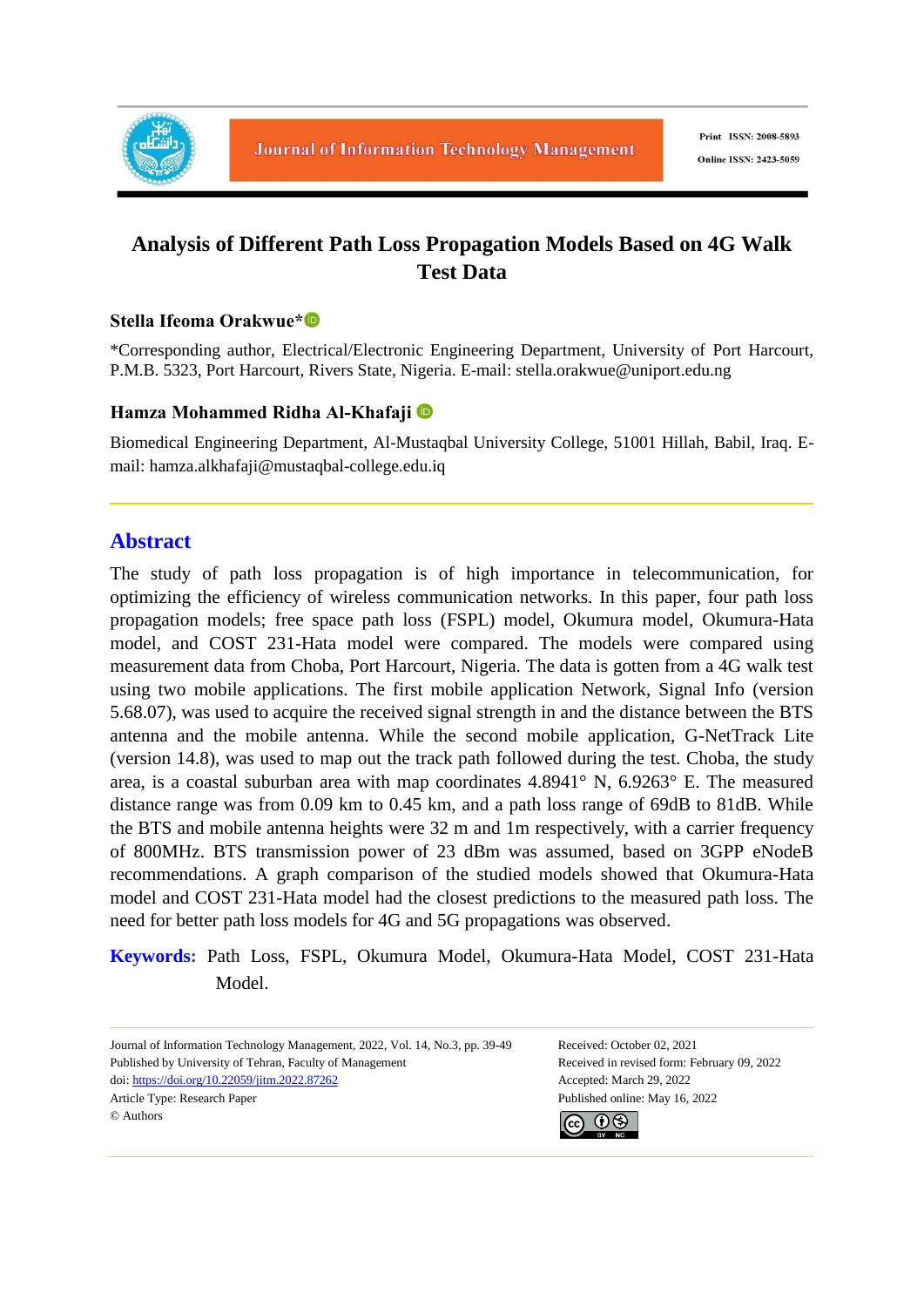# Analysis of Different Path Loss Propagation Models Based on 4G Walk Test Data

**Stella Ifeoma Orakwue***

*Corresponding author, Electrical/Electronic Engineering Department, University of Port Harcourt, P.M.B. 5323, Port Harcourt, Rivers State, Nigeria. E-mail: stella.orakwue@uniport.edu.ng

**Hamza Mohammed Ridha Al-Khafaji**

Biomedical Engineering Department, Al-Mustaqbal University College, 51001 Hillah, Babil, Iraq. E-mail: hamza.alkhafaji@mustaqbal-college.edu.iq

## Abstract

The study of path loss propagation is of high importance in telecommunication, for optimizing the efficiency of wireless communication networks. In this paper, four path loss propagation models; free space path loss (FSPL) model, Okumura model, Okumura-Hata model, and COST 231-Hata model were compared. The models were compared using measurement data from Choba, Port Harcourt, Nigeria. The data is gotten from a 4G walk test using two mobile applications. The first mobile application Network, Signal Info (version 5.68.07), was used to acquire the received signal strength in and the distance between the BTS antenna and the mobile antenna. While the second mobile application, G-NetTrack Lite (version 14.8), was used to map out the track path followed during the test. Choba, the study area, is a coastal suburban area with map coordinates 4.8941° N, 6.9263° E. The measured distance range was from 0.09 km to 0.45 km, and a path loss range of 69dB to 81dB. While the BTS and mobile antenna heights were 32 m and 1m respectively, with a carrier frequency of 800MHz. BTS transmission power of 23 dBm was assumed, based on 3GPP eNodeB recommendations. A graph comparison of the studied models showed that Okumura-Hata model and COST 231-Hata model had the closest predictions to the measured path loss. The need for better path loss models for 4G and 5G propagations was observed.

**Keywords:** Path Loss, FSPL, Okumura Model, Okumura-Hata Model, COST 231-Hata Model.

Journal of Information Technology Management, 2022, Vol. 14, No.3, pp. 39-49
Published by University of Tehran, Faculty of Management
doi: https://doi.org/10.22059/jitm.2022.87262
Article Type: Research Paper
© Authors

Received: October 02, 2021
Received in revised form: February 09, 2022
Accepted: March 29, 2022
Published online: May 16, 2022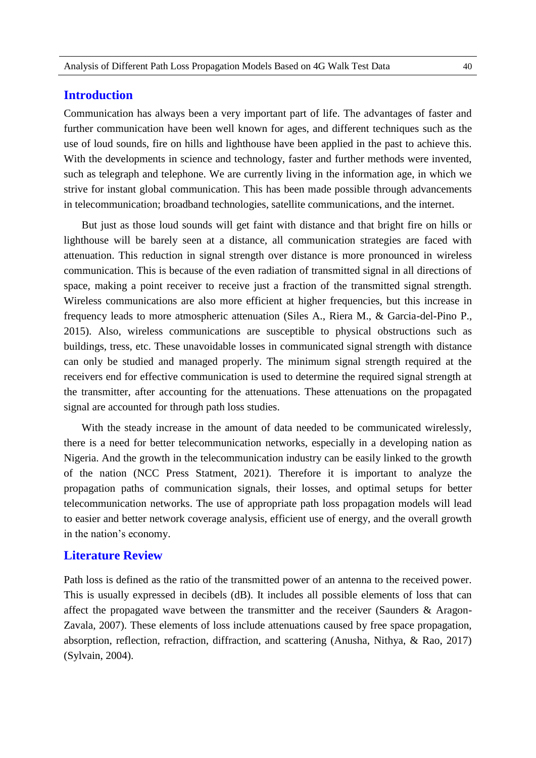## Introduction

Communication has always been a very important part of life. The advantages of faster and further communication have been well known for ages, and different techniques such as the use of loud sounds, fire on hills and lighthouse have been applied in the past to achieve this. With the developments in science and technology, faster and further methods were invented, such as telegraph and telephone. We are currently living in the information age, in which we strive for instant global communication. This has been made possible through advancements in telecommunication; broadband technologies, satellite communications, and the internet.

But just as those loud sounds will get faint with distance and that bright fire on hills or lighthouse will be barely seen at a distance, all communication strategies are faced with attenuation. This reduction in signal strength over distance is more pronounced in wireless communication. This is because of the even radiation of transmitted signal in all directions of space, making a point receiver to receive just a fraction of the transmitted signal strength. Wireless communications are also more efficient at higher frequencies, but this increase in frequency leads to more atmospheric attenuation (Siles A., Riera M., & Garcia-del-Pino P., 2015). Also, wireless communications are susceptible to physical obstructions such as buildings, tress, etc. These unavoidable losses in communicated signal strength with distance can only be studied and managed properly. The minimum signal strength required at the receivers end for effective communication is used to determine the required signal strength at the transmitter, after accounting for the attenuations. These attenuations on the propagated signal are accounted for through path loss studies.

With the steady increase in the amount of data needed to be communicated wirelessly, there is a need for better telecommunication networks, especially in a developing nation as Nigeria. And the growth in the telecommunication industry can be easily linked to the growth of the nation (NCC Press Statment, 2021). Therefore it is important to analyze the propagation paths of communication signals, their losses, and optimal setups for better telecommunication networks. The use of appropriate path loss propagation models will lead to easier and better network coverage analysis, efficient use of energy, and the overall growth in the nation's economy.

## Literature Review

Path loss is defined as the ratio of the transmitted power of an antenna to the received power. This is usually expressed in decibels (dB). It includes all possible elements of loss that can affect the propagated wave between the transmitter and the receiver (Saunders & Aragon-Zavala, 2007). These elements of loss include attenuations caused by free space propagation, absorption, reflection, refraction, diffraction, and scattering (Anusha, Nithya, & Rao, 2017) (Sylvain, 2004).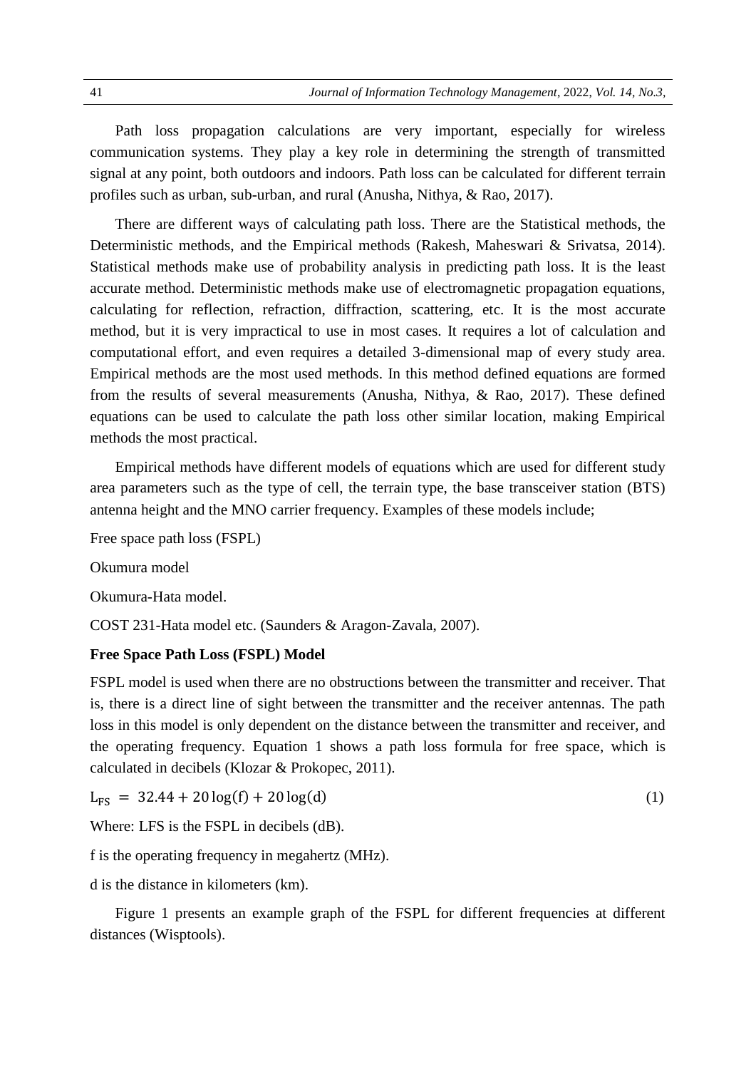Path loss propagation calculations are very important, especially for wireless communication systems. They play a key role in determining the strength of transmitted signal at any point, both outdoors and indoors. Path loss can be calculated for different terrain profiles such as urban, sub-urban, and rural (Anusha, Nithya, & Rao, 2017).

There are different ways of calculating path loss. There are the Statistical methods, the Deterministic methods, and the Empirical methods (Rakesh, Maheswari & Srivatsa, 2014). Statistical methods make use of probability analysis in predicting path loss. It is the least accurate method. Deterministic methods make use of electromagnetic propagation equations, calculating for reflection, refraction, diffraction, scattering, etc. It is the most accurate method, but it is very impractical to use in most cases. It requires a lot of calculation and computational effort, and even requires a detailed 3-dimensional map of every study area. Empirical methods are the most used methods. In this method defined equations are formed from the results of several measurements (Anusha, Nithya, & Rao, 2017). These defined equations can be used to calculate the path loss other similar location, making Empirical methods the most practical.

Empirical methods have different models of equations which are used for different study area parameters such as the type of cell, the terrain type, the base transceiver station (BTS) antenna height and the MNO carrier frequency. Examples of these models include;

Free space path loss (FSPL)

Okumura model

Okumura-Hata model.

COST 231-Hata model etc. (Saunders & Aragon-Zavala, 2007).

**Free Space Path Loss (FSPL) Model**

FSPL model is used when there are no obstructions between the transmitter and receiver. That is, there is a direct line of sight between the transmitter and the receiver antennas. The path loss in this model is only dependent on the distance between the transmitter and receiver, and the operating frequency. Equation 1 shows a path loss formula for free space, which is calculated in decibels (Klozar & Prokopec, 2011).

$$L_{FS} = 32.44 + 20\log(f) + 20\log(d) \tag{1}$$

Where: LFS is the FSPL in decibels (dB).

f is the operating frequency in megahertz (MHz).

d is the distance in kilometers (km).

Figure 1 presents an example graph of the FSPL for different frequencies at different distances (Wisptools).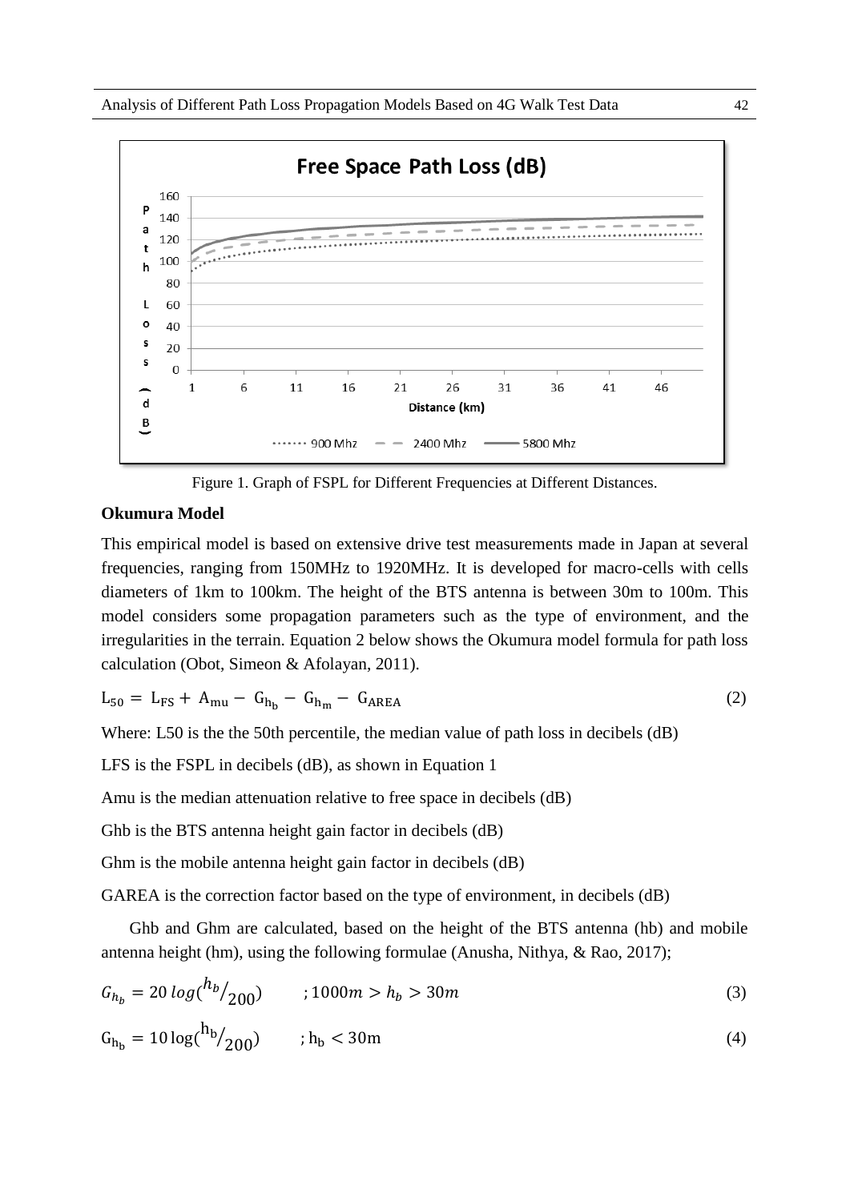Figure 1. Graph of FSPL for Different Frequencies at Different Distances.

**Okumura Model**

This empirical model is based on extensive drive test measurements made in Japan at several frequencies, ranging from 150MHz to 1920MHz. It is developed for macro-cells with cells diameters of 1km to 100km. The height of the BTS antenna is between 30m to 100m. This model considers some propagation parameters such as the type of environment, and the irregularities in the terrain. Equation 2 below shows the Okumura model formula for path loss calculation (Obot, Simeon & Afolayan, 2011).

$$L_{50} = L_{FS} + A_{mu} - G_{h_b} - G_{h_m} - G_{AREA} \tag{2}$$

Where: L50 is the the 50th percentile, the median value of path loss in decibels (dB)

LFS is the FSPL in decibels (dB), as shown in Equation 1

Amu is the median attenuation relative to free space in decibels (dB)

Ghb is the BTS antenna height gain factor in decibels (dB)

Ghm is the mobile antenna height gain factor in decibels (dB)

GAREA is the correction factor based on the type of environment, in decibels (dB)

Ghb and Ghm are calculated, based on the height of the BTS antenna (hb) and mobile antenna height (hm), using the following formulae (Anusha, Nithya, & Rao, 2017);

$$G_{h_b} = 20\,log(^{h_b}/_{200}) \qquad ; 1000m > h_b > 30m \tag{3}$$

$$G_{h_b} = 10\log(^{h_b}/_{200}) \qquad ; h_b < 30m \tag{4}$$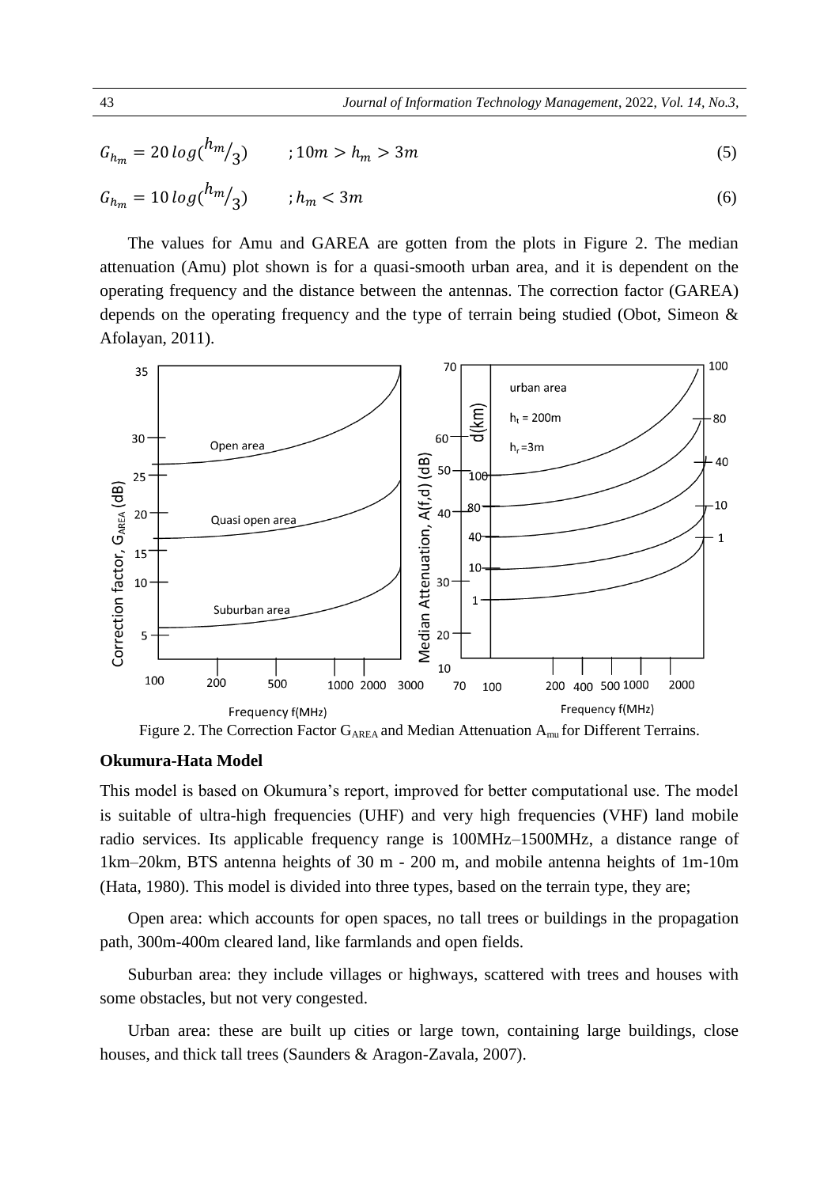$$G_{h_m} = 20\,log(^{h_m}/_3) \qquad ; 10m > h_m > 3m \tag{5}$$

$$G_{h_m} = 10\,log(^{h_m}/_3) \qquad ; h_m < 3m \tag{6}$$

The values for Amu and GAREA are gotten from the plots in Figure 2. The median attenuation (Amu) plot shown is for a quasi-smooth urban area, and it is dependent on the operating frequency and the distance between the antennas. The correction factor (GAREA) depends on the operating frequency and the type of terrain being studied (Obot, Simeon & Afolayan, 2011).

Figure 2. The Correction Factor $G_{AREA}$ and Median Attenuation $A_{mu}$ for Different Terrains.

### Okumura-Hata Model

This model is based on Okumura's report, improved for better computational use. The model is suitable of ultra-high frequencies (UHF) and very high frequencies (VHF) land mobile radio services. Its applicable frequency range is 100MHz–1500MHz, a distance range of 1km–20km, BTS antenna heights of 30 m - 200 m, and mobile antenna heights of 1m-10m (Hata, 1980). This model is divided into three types, based on the terrain type, they are;

Open area: which accounts for open spaces, no tall trees or buildings in the propagation path, 300m-400m cleared land, like farmlands and open fields.

Suburban area: they include villages or highways, scattered with trees and houses with some obstacles, but not very congested.

Urban area: these are built up cities or large town, containing large buildings, close houses, and thick tall trees (Saunders & Aragon-Zavala, 2007).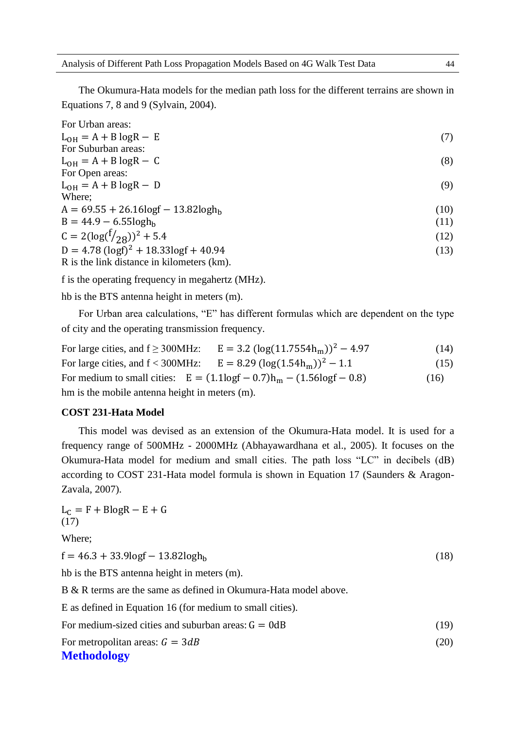The Okumura-Hata models for the median path loss for the different terrains are shown in Equations 7, 8 and 9 (Sylvain, 2004).

For Urban areas:

$$L_{OH} = A + B\log R - E \quad (7)$$

For Suburban areas:

$$L_{OH} = A + B\log R - C \quad (8)$$

For Open areas:

$$L_{OH} = A + B\log R - D \quad (9)$$

Where;

$$A = 69.55 + 26.16\log f - 13.82\log h_b \quad (10)$$

$$B = 44.9 - 6.55\log h_b \quad (11)$$

$$C = 2(\log(f/28))^2 + 5.4 \quad (12)$$

$$D = 4.78\,(\log f)^2 + 18.33\log f + 40.94 \quad (13)$$

R is the link distance in kilometers (km).

f is the operating frequency in megahertz (MHz).

hb is the BTS antenna height in meters (m).

For Urban area calculations, "E" has different formulas which are dependent on the type of city and the operating transmission frequency.

For large cities, and f ≥ 300MHz: $$E = 3.2\,(\log(11.7554h_m))^2 - 4.97 \quad (14)$$

For large cities, and f < 300MHz: $$E = 8.29\,(\log(1.54h_m))^2 - 1.1 \quad (15)$$

For medium to small cities: $$E = (1.1\log f - 0.7)h_m - (1.56\log f - 0.8) \quad (16)$$

hm is the mobile antenna height in meters (m).

**COST 231-Hata Model**

This model was devised as an extension of the Okumura-Hata model. It is used for a frequency range of 500MHz - 2000MHz (Abhayawardhana et al., 2005). It focuses on the Okumura-Hata model for medium and small cities. The path loss "LC" in decibels (dB) according to COST 231-Hata model formula is shown in Equation 17 (Saunders & Aragon-Zavala, 2007).

$$L_C = F + B\log R - E + G \quad (17)$$

Where;

$$f = 46.3 + 33.9\log f - 13.82\log h_b \quad (18)$$

hb is the BTS antenna height in meters (m).

B & R terms are the same as defined in Okumura-Hata model above.

E as defined in Equation 16 (for medium to small cities).

For medium-sized cities and suburban areas: $G = 0\text{dB}$ (19)

For metropolitan areas: $G = 3dB$ (20)

## Methodology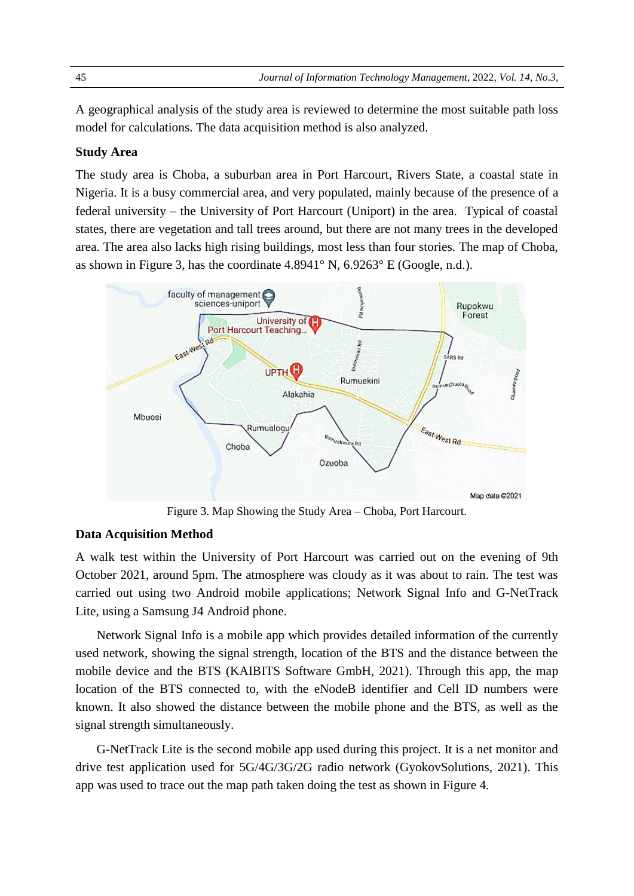A geographical analysis of the study area is reviewed to determine the most suitable path loss model for calculations. The data acquisition method is also analyzed.

## Study Area

The study area is Choba, a suburban area in Port Harcourt, Rivers State, a coastal state in Nigeria. It is a busy commercial area, and very populated, mainly because of the presence of a federal university – the University of Port Harcourt (Uniport) in the area. Typical of coastal states, there are vegetation and tall trees around, but there are not many trees in the developed area. The area also lacks high rising buildings, most less than four stories. The map of Choba, as shown in Figure 3, has the coordinate 4.8941° N, 6.9263° E (Google, n.d.).

Figure 3. Map Showing the Study Area – Choba, Port Harcourt.

## Data Acquisition Method

A walk test within the University of Port Harcourt was carried out on the evening of 9th October 2021, around 5pm. The atmosphere was cloudy as it was about to rain. The test was carried out using two Android mobile applications; Network Signal Info and G-NetTrack Lite, using a Samsung J4 Android phone.

Network Signal Info is a mobile app which provides detailed information of the currently used network, showing the signal strength, location of the BTS and the distance between the mobile device and the BTS (KAIBITS Software GmbH, 2021). Through this app, the map location of the BTS connected to, with the eNodeB identifier and Cell ID numbers were known. It also showed the distance between the mobile phone and the BTS, as well as the signal strength simultaneously.

G-NetTrack Lite is the second mobile app used during this project. It is a net monitor and drive test application used for 5G/4G/3G/2G radio network (GyokovSolutions, 2021). This app was used to trace out the map path taken doing the test as shown in Figure 4.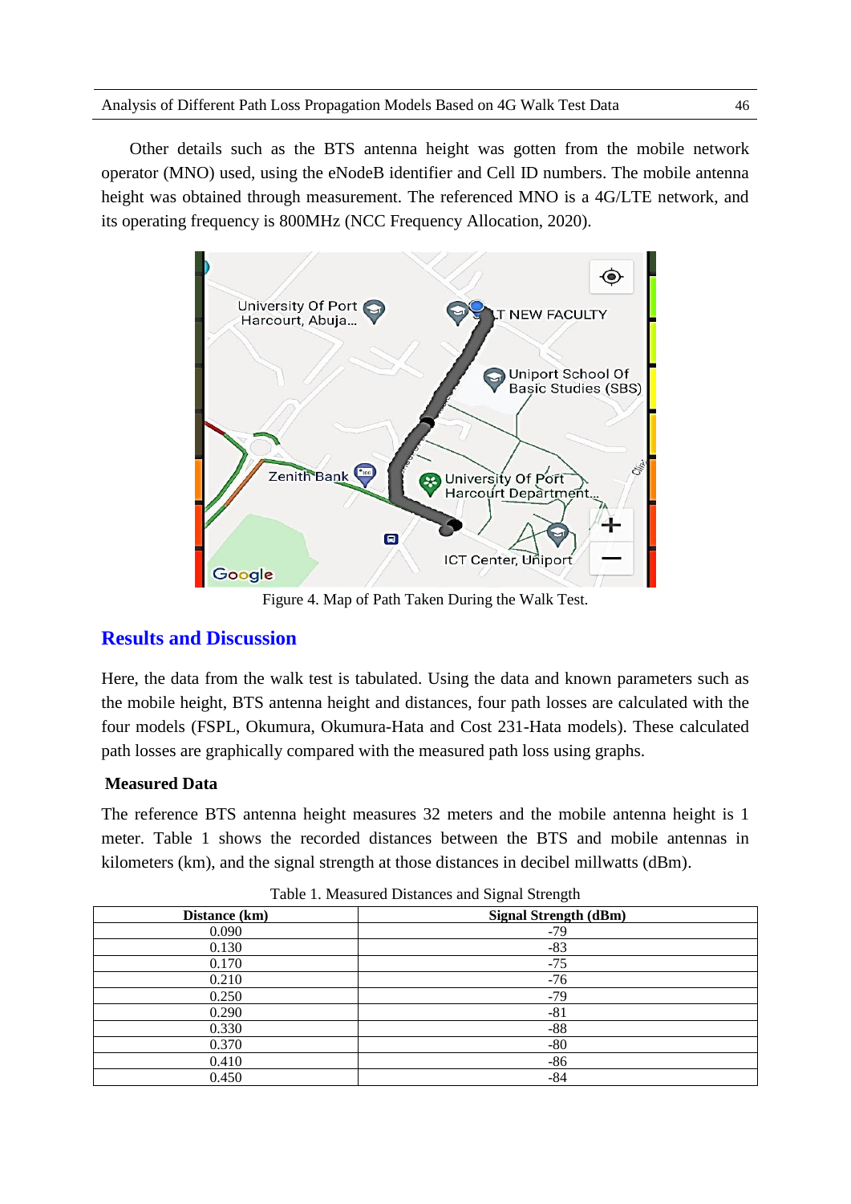Other details such as the BTS antenna height was gotten from the mobile network operator (MNO) used, using the eNodeB identifier and Cell ID numbers. The mobile antenna height was obtained through measurement. The referenced MNO is a 4G/LTE network, and its operating frequency is 800MHz (NCC Frequency Allocation, 2020).

Figure 4. Map of Path Taken During the Walk Test.

## Results and Discussion

Here, the data from the walk test is tabulated. Using the data and known parameters such as the mobile height, BTS antenna height and distances, four path losses are calculated with the four models (FSPL, Okumura, Okumura-Hata and Cost 231-Hata models). These calculated path losses are graphically compared with the measured path loss using graphs.

### Measured Data

The reference BTS antenna height measures 32 meters and the mobile antenna height is 1 meter. Table 1 shows the recorded distances between the BTS and mobile antennas in kilometers (km), and the signal strength at those distances in decibel millwatts (dBm).

Table 1. Measured Distances and Signal Strength

| Distance (km) | Signal Strength (dBm) |
|---|---|
| 0.090 | -79 |
| 0.130 | -83 |
| 0.170 | -75 |
| 0.210 | -76 |
| 0.250 | -79 |
| 0.290 | -81 |
| 0.330 | -88 |
| 0.370 | -80 |
| 0.410 | -86 |
| 0.450 | -84 |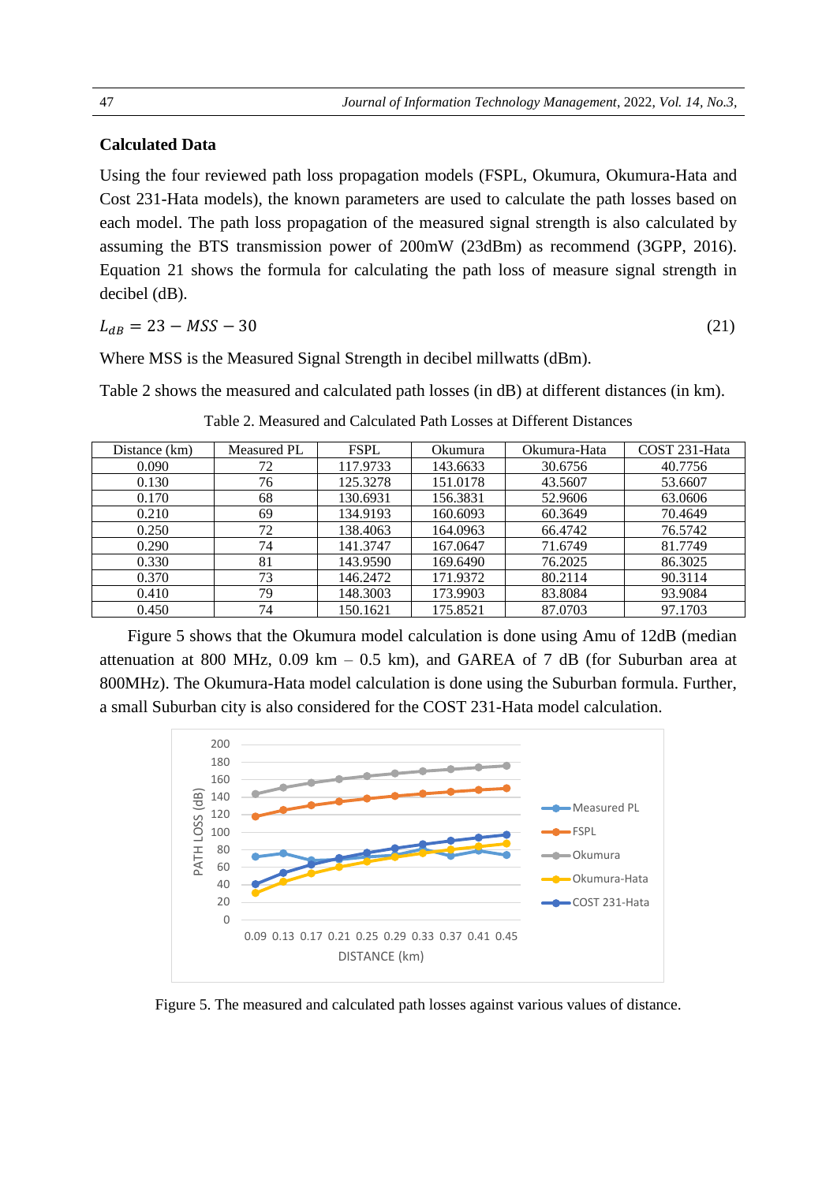### Calculated Data

Using the four reviewed path loss propagation models (FSPL, Okumura, Okumura-Hata and Cost 231-Hata models), the known parameters are used to calculate the path losses based on each model. The path loss propagation of the measured signal strength is also calculated by assuming the BTS transmission power of 200mW (23dBm) as recommend (3GPP, 2016). Equation 21 shows the formula for calculating the path loss of measure signal strength in decibel (dB).

$$L_{dB} = 23 - MSS - 30 \tag{21}$$

Where MSS is the Measured Signal Strength in decibel millwatts (dBm).

Table 2 shows the measured and calculated path losses (in dB) at different distances (in km).

Table 2. Measured and Calculated Path Losses at Different Distances

| Distance (km) | Measured PL | FSPL | Okumura | Okumura-Hata | COST 231-Hata |
|---|---|---|---|---|---|
| 0.090 | 72 | 117.9733 | 143.6633 | 30.6756 | 40.7756 |
| 0.130 | 76 | 125.3278 | 151.0178 | 43.5607 | 53.6607 |
| 0.170 | 68 | 130.6931 | 156.3831 | 52.9606 | 63.0606 |
| 0.210 | 69 | 134.9193 | 160.6093 | 60.3649 | 70.4649 |
| 0.250 | 72 | 138.4063 | 164.0963 | 66.4742 | 76.5742 |
| 0.290 | 74 | 141.3747 | 167.0647 | 71.6749 | 81.7749 |
| 0.330 | 81 | 143.9590 | 169.6490 | 76.2025 | 86.3025 |
| 0.370 | 73 | 146.2472 | 171.9372 | 80.2114 | 90.3114 |
| 0.410 | 79 | 148.3003 | 173.9903 | 83.8084 | 93.9084 |
| 0.450 | 74 | 150.1621 | 175.8521 | 87.0703 | 97.1703 |

Figure 5 shows that the Okumura model calculation is done using Amu of 12dB (median attenuation at 800 MHz, 0.09 km – 0.5 km), and GAREA of 7 dB (for Suburban area at 800MHz). The Okumura-Hata model calculation is done using the Suburban formula. Further, a small Suburban city is also considered for the COST 231-Hata model calculation.

Figure 5. The measured and calculated path losses against various values of distance.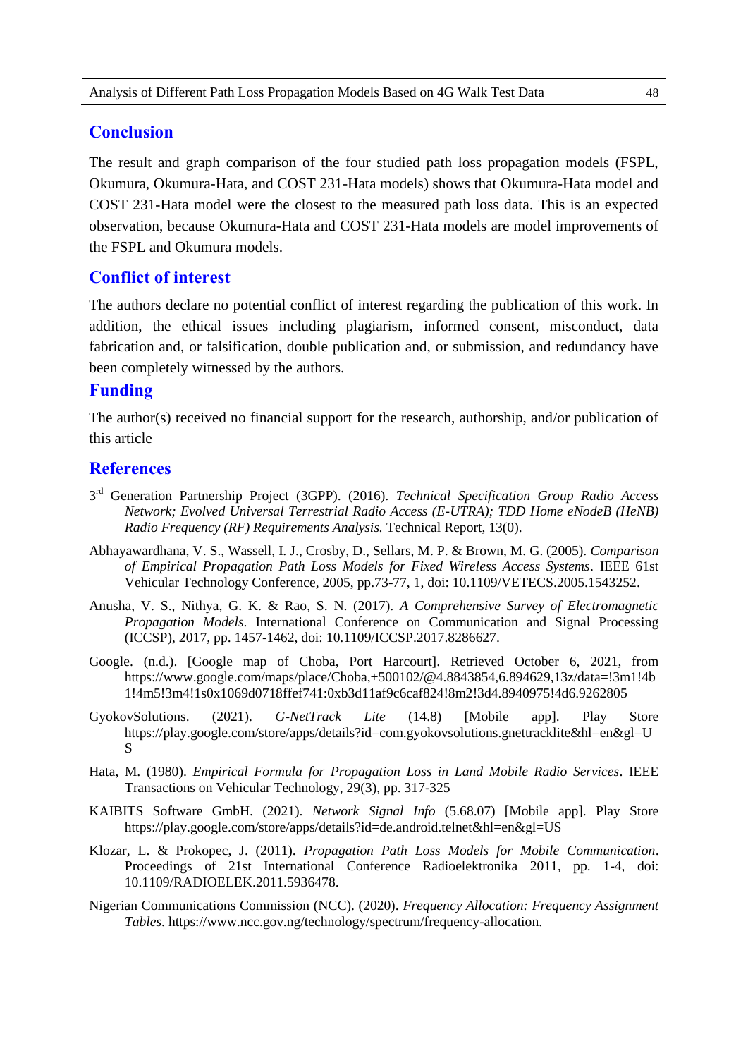## Conclusion

The result and graph comparison of the four studied path loss propagation models (FSPL, Okumura, Okumura-Hata, and COST 231-Hata models) shows that Okumura-Hata model and COST 231-Hata model were the closest to the measured path loss data. This is an expected observation, because Okumura-Hata and COST 231-Hata models are model improvements of the FSPL and Okumura models.

## Conflict of interest

The authors declare no potential conflict of interest regarding the publication of this work. In addition, the ethical issues including plagiarism, informed consent, misconduct, data fabrication and, or falsification, double publication and, or submission, and redundancy have been completely witnessed by the authors.

## Funding

The author(s) received no financial support for the research, authorship, and/or publication of this article

## References

3rd Generation Partnership Project (3GPP). (2016). *Technical Specification Group Radio Access Network; Evolved Universal Terrestrial Radio Access (E-UTRA); TDD Home eNodeB (HeNB) Radio Frequency (RF) Requirements Analysis.* Technical Report, 13(0).

Abhayawardhana, V. S., Wassell, I. J., Crosby, D., Sellars, M. P. & Brown, M. G. (2005). *Comparison of Empirical Propagation Path Loss Models for Fixed Wireless Access Systems*. IEEE 61st Vehicular Technology Conference, 2005, pp.73-77, 1, doi: 10.1109/VETECS.2005.1543252.

Anusha, V. S., Nithya, G. K. & Rao, S. N. (2017). *A Comprehensive Survey of Electromagnetic Propagation Models*. International Conference on Communication and Signal Processing (ICCSP), 2017, pp. 1457-1462, doi: 10.1109/ICCSP.2017.8286627.

Google. (n.d.). [Google map of Choba, Port Harcourt]. Retrieved October 6, 2021, from https://www.google.com/maps/place/Choba,+500102/@4.8843854,6.894629,13z/data=!3m1!4b1!4m5!3m4!1s0x1069d0718ffef741:0xb3d11af9c6caf824!8m2!3d4.8940975!4d6.9262805

GyokovSolutions. (2021). *G-NetTrack Lite* (14.8) [Mobile app]. Play Store https://play.google.com/store/apps/details?id=com.gyokovsolutions.gnettracklite&hl=en&gl=US

Hata, M. (1980). *Empirical Formula for Propagation Loss in Land Mobile Radio Services*. IEEE Transactions on Vehicular Technology, 29(3), pp. 317-325

KAIBITS Software GmbH. (2021). *Network Signal Info* (5.68.07) [Mobile app]. Play Store https://play.google.com/store/apps/details?id=de.android.telnet&hl=en&gl=US

Klozar, L. & Prokopec, J. (2011). *Propagation Path Loss Models for Mobile Communication*. Proceedings of 21st International Conference Radioelektronika 2011, pp. 1-4, doi: 10.1109/RADIOELEK.2011.5936478.

Nigerian Communications Commission (NCC). (2020). *Frequency Allocation: Frequency Assignment Tables*. https://www.ncc.gov.ng/technology/spectrum/frequency-allocation.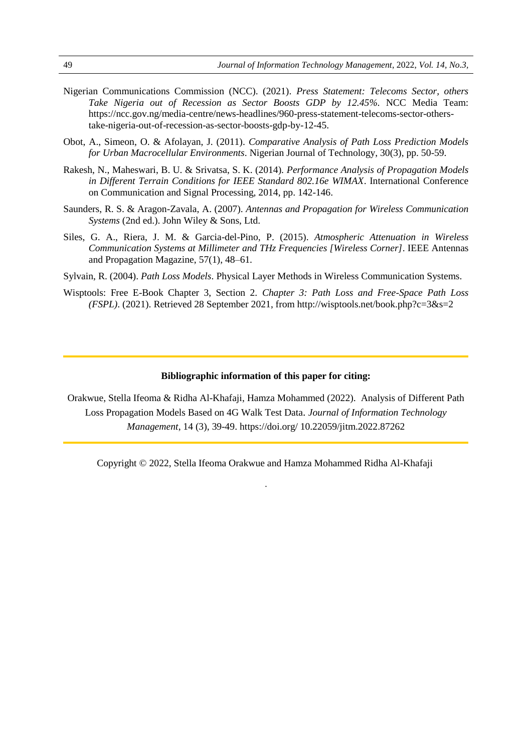Nigerian Communications Commission (NCC). (2021). *Press Statement: Telecoms Sector, others Take Nigeria out of Recession as Sector Boosts GDP by 12.45%*. NCC Media Team: https://ncc.gov.ng/media-centre/news-headlines/960-press-statement-telecoms-sector-others-take-nigeria-out-of-recession-as-sector-boosts-gdp-by-12-45.

Obot, A., Simeon, O. & Afolayan, J. (2011). *Comparative Analysis of Path Loss Prediction Models for Urban Macrocellular Environments*. Nigerian Journal of Technology, 30(3), pp. 50-59.

Rakesh, N., Maheswari, B. U. & Srivatsa, S. K. (2014). *Performance Analysis of Propagation Models in Different Terrain Conditions for IEEE Standard 802.16e WIMAX*. International Conference on Communication and Signal Processing, 2014, pp. 142-146.

Saunders, R. S. & Aragon-Zavala, A. (2007). *Antennas and Propagation for Wireless Communication Systems* (2nd ed.). John Wiley & Sons, Ltd.

Siles, G. A., Riera, J. M. & Garcia-del-Pino, P. (2015). *Atmospheric Attenuation in Wireless Communication Systems at Millimeter and THz Frequencies [Wireless Corner]*. IEEE Antennas and Propagation Magazine, 57(1), 48–61.

Sylvain, R. (2004). *Path Loss Models*. Physical Layer Methods in Wireless Communication Systems.

Wisptools: Free E-Book Chapter 3, Section 2. *Chapter 3: Path Loss and Free-Space Path Loss (FSPL)*. (2021). Retrieved 28 September 2021, from http://wisptools.net/book.php?c=3&s=2

---

**Bibliographic information of this paper for citing:**

Orakwue, Stella Ifeoma & Ridha Al-Khafaji, Hamza Mohammed (2022). Analysis of Different Path Loss Propagation Models Based on 4G Walk Test Data. *Journal of Information Technology Management*, 14 (3), 39-49. https://doi.org/ 10.22059/jitm.2022.87262

---

Copyright © 2022, Stella Ifeoma Orakwue and Hamza Mohammed Ridha Al-Khafaji